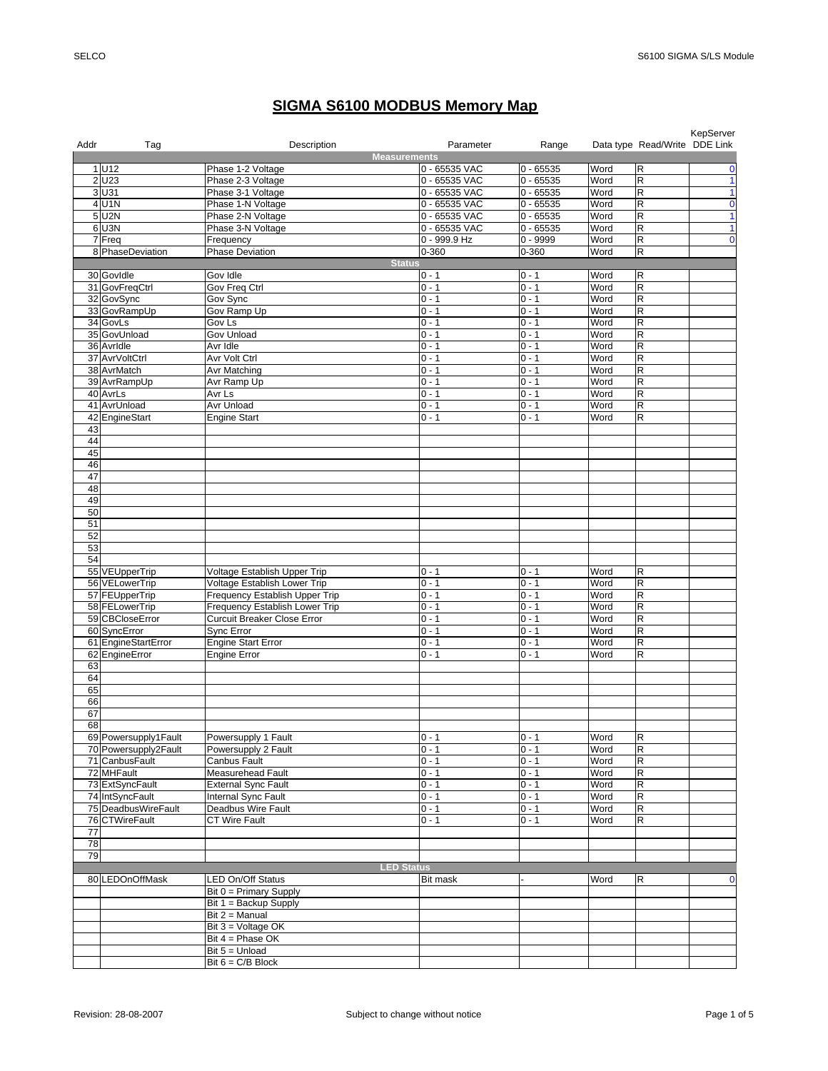# SIGMA S6100 MODBUS Memory Map

| Addr | Tag | Description | Parameter | Range | Data type | Read/Write | KepServer DDE Link |
|---|---|---|---|---|---|---|---|
| | | | **Measurements** | | | | |
| 1 | U12 | Phase 1-2 Voltage | 0 - 65535 VAC | 0 - 65535 | Word | R | 0 |
| 2 | U23 | Phase 2-3 Voltage | 0 - 65535 VAC | 0 - 65535 | Word | R | 1 |
| 3 | U31 | Phase 3-1 Voltage | 0 - 65535 VAC | 0 - 65535 | Word | R | 1 |
| 4 | U1N | Phase 1-N Voltage | 0 - 65535 VAC | 0 - 65535 | Word | R | 0 |
| 5 | U2N | Phase 2-N Voltage | 0 - 65535 VAC | 0 - 65535 | Word | R | 1 |
| 6 | U3N | Phase 3-N Voltage | 0 - 65535 VAC | 0 - 65535 | Word | R | 1 |
| 7 | Freq | Frequency | 0 - 999.9 Hz | 0 - 9999 | Word | R | 0 |
| 8 | PhaseDeviation | Phase Deviation | 0-360 | 0-360 | Word | R | |
| | | | **Status** | | | | |
| 30 | GovIdle | Gov Idle | 0 - 1 | 0 - 1 | Word | R | |
| 31 | GovFreqCtrl | Gov Freq Ctrl | 0 - 1 | 0 - 1 | Word | R | |
| 32 | GovSync | Gov Sync | 0 - 1 | 0 - 1 | Word | R | |
| 33 | GovRampUp | Gov Ramp Up | 0 - 1 | 0 - 1 | Word | R | |
| 34 | GovLs | Gov Ls | 0 - 1 | 0 - 1 | Word | R | |
| 35 | GovUnload | Gov Unload | 0 - 1 | 0 - 1 | Word | R | |
| 36 | AvrIdle | Avr Idle | 0 - 1 | 0 - 1 | Word | R | |
| 37 | AvrVoltCtrl | Avr Volt Ctrl | 0 - 1 | 0 - 1 | Word | R | |
| 38 | AvrMatch | Avr Matching | 0 - 1 | 0 - 1 | Word | R | |
| 39 | AvrRampUp | Avr Ramp Up | 0 - 1 | 0 - 1 | Word | R | |
| 40 | AvrLs | Avr Ls | 0 - 1 | 0 - 1 | Word | R | |
| 41 | AvrUnload | Avr Unload | 0 - 1 | 0 - 1 | Word | R | |
| 42 | EngineStart | Engine Start | 0 - 1 | 0 - 1 | Word | R | |
| 43 | | | | | | | |
| 44 | | | | | | | |
| 45 | | | | | | | |
| 46 | | | | | | | |
| 47 | | | | | | | |
| 48 | | | | | | | |
| 49 | | | | | | | |
| 50 | | | | | | | |
| 51 | | | | | | | |
| 52 | | | | | | | |
| 53 | | | | | | | |
| 54 | | | | | | | |
| 55 | VEUpperTrip | Voltage Establish Upper Trip | 0 - 1 | 0 - 1 | Word | R | |
| 56 | VELowerTrip | Voltage Establish Lower Trip | 0 - 1 | 0 - 1 | Word | R | |
| 57 | FEUpperTrip | Frequency Establish Upper Trip | 0 - 1 | 0 - 1 | Word | R | |
| 58 | FELowerTrip | Frequency Establish Lower Trip | 0 - 1 | 0 - 1 | Word | R | |
| 59 | CBCloseError | Curcuit Breaker Close Error | 0 - 1 | 0 - 1 | Word | R | |
| 60 | SyncError | Sync Error | 0 - 1 | 0 - 1 | Word | R | |
| 61 | EngineStartError | Engine Start Error | 0 - 1 | 0 - 1 | Word | R | |
| 62 | EngineError | Engine Error | 0 - 1 | 0 - 1 | Word | R | |
| 63 | | | | | | | |
| 64 | | | | | | | |
| 65 | | | | | | | |
| 66 | | | | | | | |
| 67 | | | | | | | |
| 68 | | | | | | | |
| 69 | Powersupply1Fault | Powersupply 1 Fault | 0 - 1 | 0 - 1 | Word | R | |
| 70 | Powersupply2Fault | Powersupply 2 Fault | 0 - 1 | 0 - 1 | Word | R | |
| 71 | CanbusFault | Canbus Fault | 0 - 1 | 0 - 1 | Word | R | |
| 72 | MHFault | Measurehead Fault | 0 - 1 | 0 - 1 | Word | R | |
| 73 | ExtSyncFault | External Sync Fault | 0 - 1 | 0 - 1 | Word | R | |
| 74 | IntSyncFault | Internal Sync Fault | 0 - 1 | 0 - 1 | Word | R | |
| 75 | DeadbusWireFault | Deadbus Wire Fault | 0 - 1 | 0 - 1 | Word | R | |
| 76 | CTWireFault | CT Wire Fault | 0 - 1 | 0 - 1 | Word | R | |
| 77 | | | | | | | |
| 78 | | | | | | | |
| 79 | | | | | | | |
| | | | **LED Status** | | | | |
| 80 | LEDOnOffMask | LED On/Off Status | Bit mask | - | Word | R | 0 |
| | | Bit 0 = Primary Supply | | | | | |
| | | Bit 1 = Backup Supply | | | | | |
| | | Bit 2 = Manual | | | | | |
| | | Bit 3 = Voltage OK | | | | | |
| | | Bit 4 = Phase OK | | | | | |
| | | Bit 5 = Unload | | | | | |
| | | Bit 6 = C/B Block | | | | | |

Revision: 28-08-2007

Subject to change without notice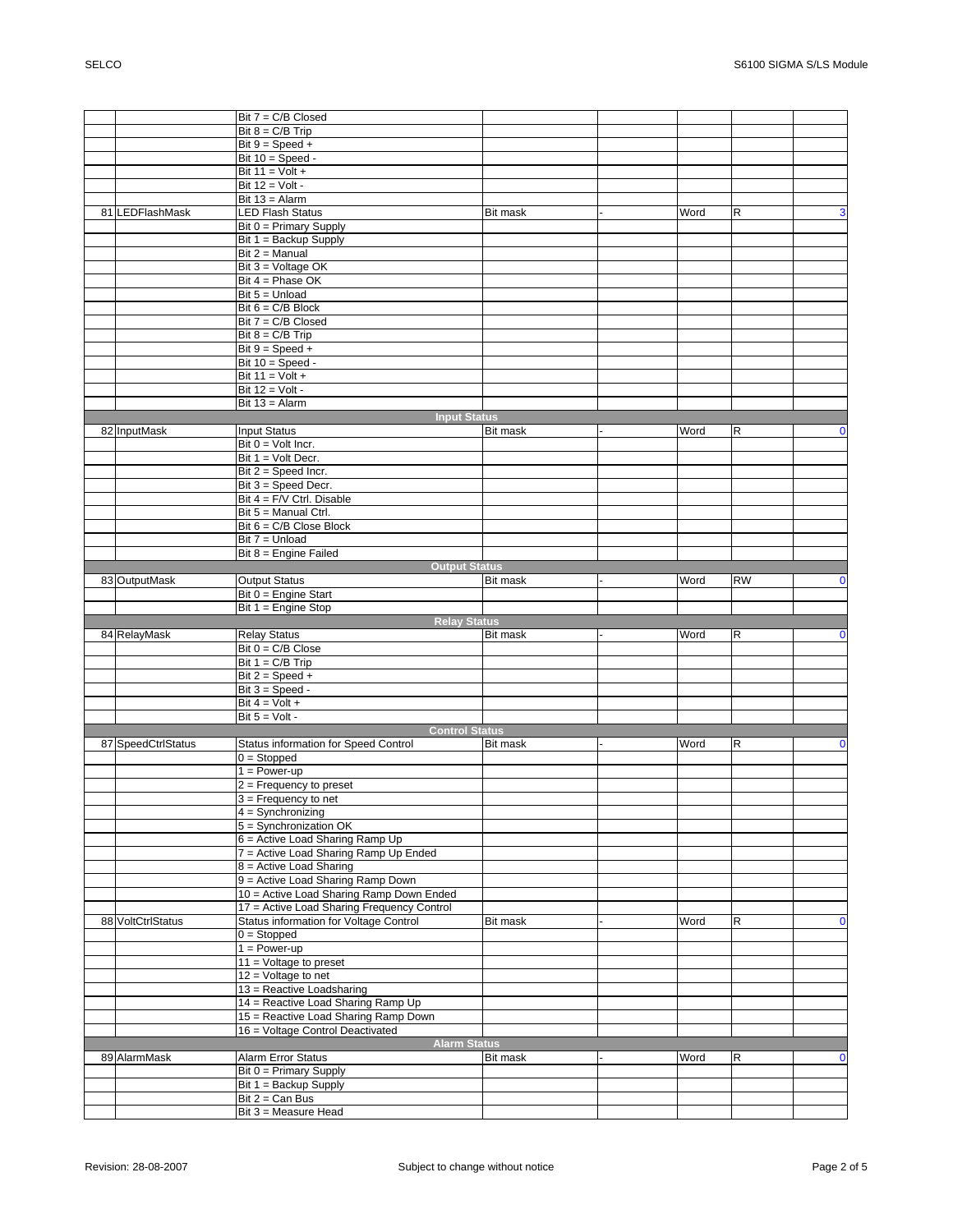| | | | | | | | |
|---|---|---|---|---|---|---|---|
| | | Bit 7 = C/B Closed | | | | | |
| | | Bit 8 = C/B Trip | | | | | |
| | | Bit 9 = Speed + | | | | | |
| | | Bit 10 = Speed - | | | | | |
| | | Bit 11 = Volt + | | | | | |
| | | Bit 12 = Volt - | | | | | |
| | | Bit 13 = Alarm | | | | | |
| 81 | LEDFlashMask | LED Flash Status | Bit mask | - | Word | R | 3 |
| | | Bit 0 = Primary Supply | | | | | |
| | | Bit 1 = Backup Supply | | | | | |
| | | Bit 2 = Manual | | | | | |
| | | Bit 3 = Voltage OK | | | | | |
| | | Bit 4 = Phase OK | | | | | |
| | | Bit 5 = Unload | | | | | |
| | | Bit 6 = C/B Block | | | | | |
| | | Bit 7 = C/B Closed | | | | | |
| | | Bit 8 = C/B Trip | | | | | |
| | | Bit 9 = Speed + | | | | | |
| | | Bit 10 = Speed - | | | | | |
| | | Bit 11 = Volt + | | | | | |
| | | Bit 12 = Volt - | | | | | |
| | | Bit 13 = Alarm | | | | | |
| | | **Input Status** | | | | | |
| 82 | InputMask | Input Status | Bit mask | - | Word | R | 0 |
| | | Bit 0 = Volt Incr. | | | | | |
| | | Bit 1 = Volt Decr. | | | | | |
| | | Bit 2 = Speed Incr. | | | | | |
| | | Bit 3 = Speed Decr. | | | | | |
| | | Bit 4 = F/V Ctrl. Disable | | | | | |
| | | Bit 5 = Manual Ctrl. | | | | | |
| | | Bit 6 = C/B Close Block | | | | | |
| | | Bit 7 = Unload | | | | | |
| | | Bit 8 = Engine Failed | | | | | |
| | | **Output Status** | | | | | |
| 83 | OutputMask | Output Status | Bit mask | - | Word | RW | 0 |
| | | Bit 0 = Engine Start | | | | | |
| | | Bit 1 = Engine Stop | | | | | |
| | | **Relay Status** | | | | | |
| 84 | RelayMask | Relay Status | Bit mask | - | Word | R | 0 |
| | | Bit 0 = C/B Close | | | | | |
| | | Bit 1 = C/B Trip | | | | | |
| | | Bit 2 = Speed + | | | | | |
| | | Bit 3 = Speed - | | | | | |
| | | Bit 4 = Volt + | | | | | |
| | | Bit 5 = Volt - | | | | | |
| | | **Control Status** | | | | | |
| 87 | SpeedCtrlStatus | Status information for Speed Control | Bit mask | - | Word | R | 0 |
| | | 0 = Stopped | | | | | |
| | | 1 = Power-up | | | | | |
| | | 2 = Frequency to preset | | | | | |
| | | 3 = Frequency to net | | | | | |
| | | 4 = Synchronizing | | | | | |
| | | 5 = Synchronization OK | | | | | |
| | | 6 = Active Load Sharing Ramp Up | | | | | |
| | | 7 = Active Load Sharing Ramp Up Ended | | | | | |
| | | 8 = Active Load Sharing | | | | | |
| | | 9 = Active Load Sharing Ramp Down | | | | | |
| | | 10 = Active Load Sharing Ramp Down Ended | | | | | |
| | | 17 = Active Load Sharing Frequency Control | | | | | |
| 88 | VoltCtrlStatus | Status information for Voltage Control | Bit mask | - | Word | R | 0 |
| | | 0 = Stopped | | | | | |
| | | 1 = Power-up | | | | | |
| | | 11 = Voltage to preset | | | | | |
| | | 12 = Voltage to net | | | | | |
| | | 13 = Reactive Loadsharing | | | | | |
| | | 14 = Reactive Load Sharing Ramp Up | | | | | |
| | | 15 = Reactive Load Sharing Ramp Down | | | | | |
| | | 16 = Voltage Control Deactivated | | | | | |
| | | **Alarm Status** | | | | | |
| 89 | AlarmMask | Alarm Error Status | Bit mask | - | Word | R | 0 |
| | | Bit 0 = Primary Supply | | | | | |
| | | Bit 1 = Backup Supply | | | | | |
| | | Bit 2 = Can Bus | | | | | |
| | | Bit 3 = Measure Head | | | | | |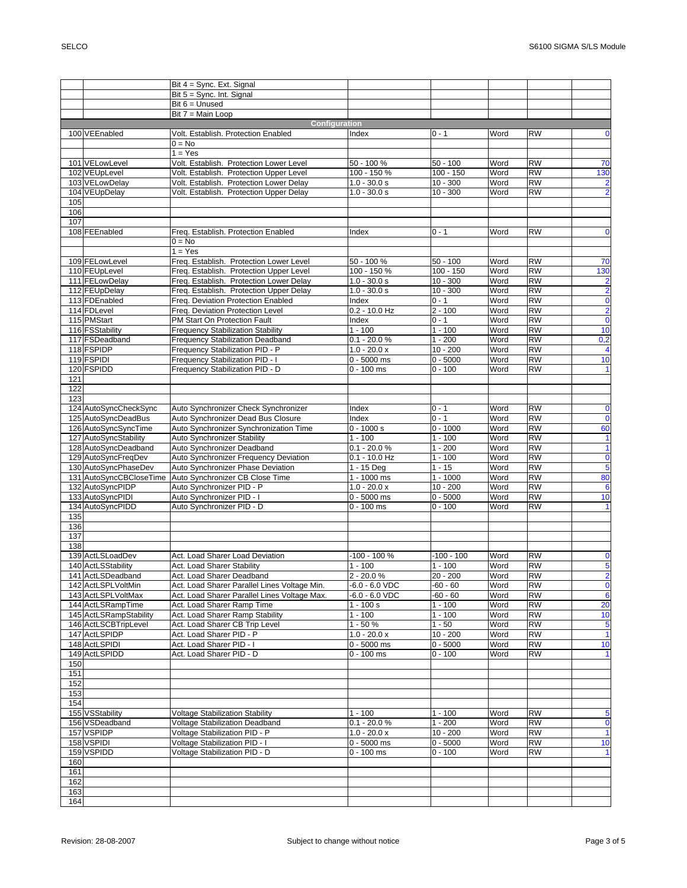| | | | | | | | |
|---|---|---|---|---|---|---|---|
| | | Bit 4 = Sync. Ext. Signal | | | | | |
| | | Bit 5 = Sync. Int. Signal | | | | | |
| | | Bit 6 = Unused | | | | | |
| | | Bit 7 = Main Loop | | | | | |
| | | **Configuration** | | | | | |
| 100 | VEEnabled | Volt. Establish. Protection Enabled | Index | 0 - 1 | Word | RW | 0 |
| | | 0 = No | | | | | |
| | | 1 = Yes | | | | | |
| 101 | VELowLevel | Volt. Establish. Protection Lower Level | 50 - 100 % | 50 - 100 | Word | RW | 70 |
| 102 | VEUpLevel | Volt. Establish. Protection Upper Level | 100 - 150 % | 100 - 150 | Word | RW | 130 |
| 103 | VELowDelay | Volt. Establish. Protection Lower Delay | 1.0 - 30.0 s | 10 - 300 | Word | RW | 2 |
| 104 | VEUpDelay | Volt. Establish. Protection Upper Delay | 1.0 - 30.0 s | 10 - 300 | Word | RW | 2 |
| 105 | | | | | | | |
| 106 | | | | | | | |
| 107 | | | | | | | |
| 108 | FEEnabled | Freq. Establish. Protection Enabled | Index | 0 - 1 | Word | RW | 0 |
| | | 0 = No | | | | | |
| | | 1 = Yes | | | | | |
| 109 | FELowLevel | Freq. Establish. Protection Lower Level | 50 - 100 % | 50 - 100 | Word | RW | 70 |
| 110 | FEUpLevel | Freq. Establish. Protection Upper Level | 100 - 150 % | 100 - 150 | Word | RW | 130 |
| 111 | FELowDelay | Freq. Establish. Protection Lower Delay | 1.0 - 30.0 s | 10 - 300 | Word | RW | 2 |
| 112 | FEUpDelay | Freq. Establish. Protection Upper Delay | 1.0 - 30.0 s | 10 - 300 | Word | RW | 2 |
| 113 | FDEnabled | Freq. Deviation Protection Enabled | Index | 0 - 1 | Word | RW | 0 |
| 114 | FDLevel | Freq. Deviation Protection Level | 0.2 - 10.0 Hz | 2 - 100 | Word | RW | 2 |
| 115 | PMStart | PM Start On Protection Fault | Index | 0 - 1 | Word | RW | 0 |
| 116 | FSStability | Frequency Stabilization Stability | 1 - 100 | 1 - 100 | Word | RW | 10 |
| 117 | FSDeadband | Frequency Stabilization Deadband | 0.1 - 20.0 % | 1 - 200 | Word | RW | 0,2 |
| 118 | FSPIDP | Frequency Stabilization PID - P | 1.0 - 20.0 x | 10 - 200 | Word | RW | 4 |
| 119 | FSPIDI | Frequency Stabilization PID - I | 0 - 5000 ms | 0 - 5000 | Word | RW | 10 |
| 120 | FSPIDD | Frequency Stabilization PID - D | 0 - 100 ms | 0 - 100 | Word | RW | 1 |
| 121 | | | | | | | |
| 122 | | | | | | | |
| 123 | | | | | | | |
| 124 | AutoSyncCheckSync | Auto Synchronizer Check Synchronizer | Index | 0 - 1 | Word | RW | 0 |
| 125 | AutoSyncDeadBus | Auto Synchronizer Dead Bus Closure | Index | 0 - 1 | Word | RW | 0 |
| 126 | AutoSyncSyncTime | Auto Synchronizer Synchronization Time | 0 - 1000 s | 0 - 1000 | Word | RW | 60 |
| 127 | AutoSyncStability | Auto Synchronizer Stability | 1 - 100 | 1 - 100 | Word | RW | 1 |
| 128 | AutoSyncDeadband | Auto Synchronizer Deadband | 0.1 - 20.0 % | 1 - 200 | Word | RW | 1 |
| 129 | AutoSyncFreqDev | Auto Synchronizer Frequency Deviation | 0.1 - 10.0 Hz | 1 - 100 | Word | RW | 0 |
| 130 | AutoSyncPhaseDev | Auto Synchronizer Phase Deviation | 1 - 15 Deg | 1 - 15 | Word | RW | 5 |
| 131 | AutoSyncCBCloseTime | Auto Synchronizer CB Close Time | 1 - 1000 ms | 1 - 1000 | Word | RW | 80 |
| 132 | AutoSyncPIDP | Auto Synchronizer PID - P | 1.0 - 20.0 x | 10 - 200 | Word | RW | 6 |
| 133 | AutoSyncPIDI | Auto Synchronizer PID - I | 0 - 5000 ms | 0 - 5000 | Word | RW | 10 |
| 134 | AutoSyncPIDD | Auto Synchronizer PID - D | 0 - 100 ms | 0 - 100 | Word | RW | 1 |
| 135 | | | | | | | |
| 136 | | | | | | | |
| 137 | | | | | | | |
| 138 | | | | | | | |
| 139 | ActLSLoadDev | Act. Load Sharer Load Deviation | -100 - 100 % | -100 - 100 | Word | RW | 0 |
| 140 | ActLSStability | Act. Load Sharer Stability | 1 - 100 | 1 - 100 | Word | RW | 5 |
| 141 | ActLSDeadband | Act. Load Sharer Deadband | 2 - 20.0 % | 20 - 200 | Word | RW | 2 |
| 142 | ActLSPLVoltMin | Act. Load Sharer Parallel Lines Voltage Min. | -6.0 - 6.0 VDC | -60 - 60 | Word | RW | 0 |
| 143 | ActLSPLVoltMax | Act. Load Sharer Parallel Lines Voltage Max. | -6.0 - 6.0 VDC | -60 - 60 | Word | RW | 6 |
| 144 | ActLSRampTime | Act. Load Sharer Ramp Time | 1 - 100 s | 1 - 100 | Word | RW | 20 |
| 145 | ActLSRampStability | Act. Load Sharer Ramp Stability | 1 - 100 | 1 - 100 | Word | RW | 10 |
| 146 | ActLSCBTripLevel | Act. Load Sharer CB Trip Level | 1 - 50 % | 1 - 50 | Word | RW | 5 |
| 147 | ActLSPIDP | Act. Load Sharer PID - P | 1.0 - 20.0 x | 10 - 200 | Word | RW | 1 |
| 148 | ActLSPIDI | Act. Load Sharer PID - I | 0 - 5000 ms | 0 - 5000 | Word | RW | 10 |
| 149 | ActLSPIDD | Act. Load Sharer PID - D | 0 - 100 ms | 0 - 100 | Word | RW | 1 |
| 150 | | | | | | | |
| 151 | | | | | | | |
| 152 | | | | | | | |
| 153 | | | | | | | |
| 154 | | | | | | | |
| 155 | VSStability | Voltage Stabilization Stability | 1 - 100 | 1 - 100 | Word | RW | 5 |
| 156 | VSDeadband | Voltage Stabilization Deadband | 0.1 - 20.0 % | 1 - 200 | Word | RW | 0 |
| 157 | VSPIDP | Voltage Stabilization PID - P | 1.0 - 20.0 x | 10 - 200 | Word | RW | 1 |
| 158 | VSPIDI | Voltage Stabilization PID - I | 0 - 5000 ms | 0 - 5000 | Word | RW | 10 |
| 159 | VSPIDD | Voltage Stabilization PID - D | 0 - 100 ms | 0 - 100 | Word | RW | 1 |
| 160 | | | | | | | |
| 161 | | | | | | | |
| 162 | | | | | | | |
| 163 | | | | | | | |
| 164 | | | | | | | |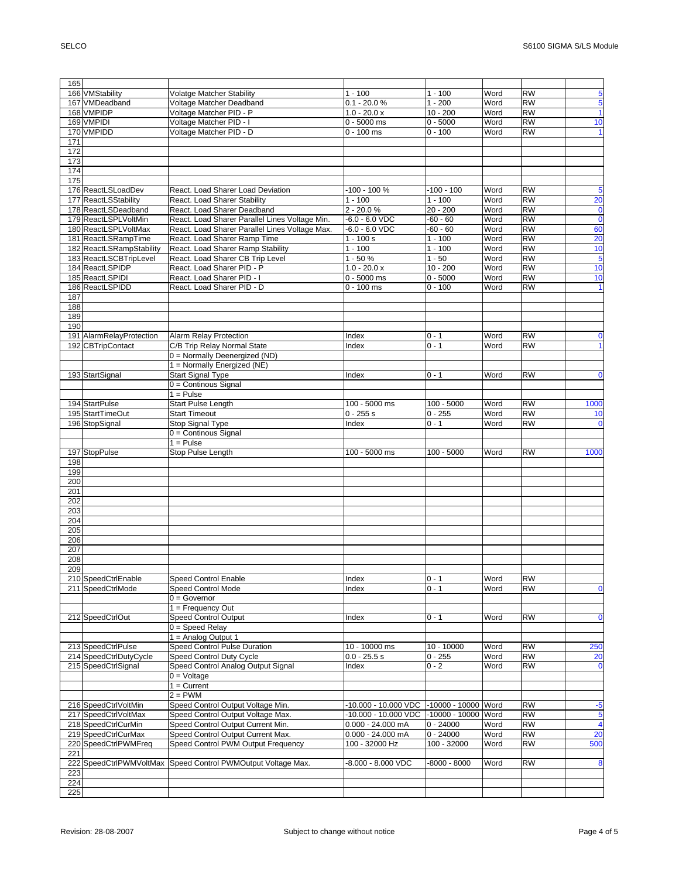| | | | | | | | |
|---|---|---|---|---|---|---|---|
| 165 | | | | | | | |
| 166 | VMStability | Volatge Matcher Stability | 1 - 100 | 1 - 100 | Word | RW | 5 |
| 167 | VMDeadband | Voltage Matcher Deadband | 0.1 - 20.0 % | 1 - 200 | Word | RW | 5 |
| 168 | VMPIDP | Voltage Matcher PID - P | 1.0 - 20.0 x | 10 - 200 | Word | RW | 1 |
| 169 | VMPIDI | Voltage Matcher PID - I | 0 - 5000 ms | 0 - 5000 | Word | RW | 10 |
| 170 | VMPIDD | Voltage Matcher PID - D | 0 - 100 ms | 0 - 100 | Word | RW | 1 |
| 171 | | | | | | | |
| 172 | | | | | | | |
| 173 | | | | | | | |
| 174 | | | | | | | |
| 175 | | | | | | | |
| 176 | ReactLSLoadDev | React. Load Sharer Load Deviation | -100 - 100 % | -100 - 100 | Word | RW | 5 |
| 177 | ReactLSStability | React. Load Sharer Stability | 1 - 100 | 1 - 100 | Word | RW | 20 |
| 178 | ReactLSDeadband | React. Load Sharer Deadband | 2 - 20.0 % | 20 - 200 | Word | RW | 0 |
| 179 | ReactLSPLVoltMin | React. Load Sharer Parallel Lines Voltage Min. | -6.0 - 6.0 VDC | -60 - 60 | Word | RW | 0 |
| 180 | ReactLSPLVoltMax | React. Load Sharer Parallel Lines Voltage Max. | -6.0 - 6.0 VDC | -60 - 60 | Word | RW | 60 |
| 181 | ReactLSRampTime | React. Load Sharer Ramp Time | 1 - 100 s | 1 - 100 | Word | RW | 20 |
| 182 | ReactLSRampStability | React. Load Sharer Ramp Stability | 1 - 100 | 1 - 100 | Word | RW | 10 |
| 183 | ReactLSCBTripLevel | React. Load Sharer CB Trip Level | 1 - 50 % | 1 - 50 | Word | RW | 5 |
| 184 | ReactLSPIDP | React. Load Sharer PID - P | 1.0 - 20.0 x | 10 - 200 | Word | RW | 10 |
| 185 | ReactLSPIDI | React. Load Sharer PID - I | 0 - 5000 ms | 0 - 5000 | Word | RW | 10 |
| 186 | ReactLSPIDD | React. Load Sharer PID - D | 0 - 100 ms | 0 - 100 | Word | RW | 1 |
| 187 | | | | | | | |
| 188 | | | | | | | |
| 189 | | | | | | | |
| 190 | | | | | | | |
| 191 | AlarmRelayProtection | Alarm Relay Protection | Index | 0 - 1 | Word | RW | 0 |
| 192 | CBTripContact | C/B Trip Relay Normal State | Index | 0 - 1 | Word | RW | 1 |
| | | 0 = Normally Deenergized (ND) | | | | | |
| | | 1 = Normally Energized (NE) | | | | | |
| 193 | StartSignal | Start Signal Type | Index | 0 - 1 | Word | RW | 0 |
| | | 0 = Continous Signal | | | | | |
| | | 1 = Pulse | | | | | |
| 194 | StartPulse | Start Pulse Length | 100 - 5000 ms | 100 - 5000 | Word | RW | 1000 |
| 195 | StartTimeOut | Start Timeout | 0 - 255 s | 0 - 255 | Word | RW | 10 |
| 196 | StopSignal | Stop Signal Type | Index | 0 - 1 | Word | RW | 0 |
| | | 0 = Continous Signal | | | | | |
| | | 1 = Pulse | | | | | |
| 197 | StopPulse | Stop Pulse Length | 100 - 5000 ms | 100 - 5000 | Word | RW | 1000 |
| 198 | | | | | | | |
| 199 | | | | | | | |
| 200 | | | | | | | |
| 201 | | | | | | | |
| 202 | | | | | | | |
| 203 | | | | | | | |
| 204 | | | | | | | |
| 205 | | | | | | | |
| 206 | | | | | | | |
| 207 | | | | | | | |
| 208 | | | | | | | |
| 209 | | | | | | | |
| 210 | SpeedCtrlEnable | Speed Control Enable | Index | 0 - 1 | Word | RW | |
| 211 | SpeedCtrlMode | Speed Control Mode | Index | 0 - 1 | Word | RW | 0 |
| | | 0 = Governor | | | | | |
| | | 1 = Frequency Out | | | | | |
| 212 | SpeedCtrlOut | Speed Control Output | Index | 0 - 1 | Word | RW | 0 |
| | | 0 = Speed Relay | | | | | |
| | | 1 = Analog Output 1 | | | | | |
| 213 | SpeedCtrlPulse | Speed Control Pulse Duration | 10 - 10000 ms | 10 - 10000 | Word | RW | 250 |
| 214 | SpeedCtrlDutyCycle | Speed Control Duty Cycle | 0.0 - 25.5 s | 0 - 255 | Word | RW | 20 |
| 215 | SpeedCtrlSignal | Speed Control Analog Output Signal | Index | 0 - 2 | Word | RW | 0 |
| | | 0 = Voltage | | | | | |
| | | 1 = Current | | | | | |
| | | 2 = PWM | | | | | |
| 216 | SpeedCtrlVoltMin | Speed Control Output Voltage Min. | -10.000 - 10.000 VDC | -10000 - 10000 | Word | RW | -5 |
| 217 | SpeedCtrlVoltMax | Speed Control Output Voltage Max. | -10.000 - 10.000 VDC | -10000 - 10000 | Word | RW | 5 |
| 218 | SpeedCtrlCurMin | Speed Control Output Current Min. | 0.000 - 24.000 mA | 0 - 24000 | Word | RW | 4 |
| 219 | SpeedCtrlCurMax | Speed Control Output Current Max. | 0.000 - 24.000 mA | 0 - 24000 | Word | RW | 20 |
| 220 | SpeedCtrlPWMFreq | Speed Control PWM Output Frequency | 100 - 32000 Hz | 100 - 32000 | Word | RW | 500 |
| 221 | | | | | | | |
| 222 | SpeedCtrlPWMVoltMax | Speed Control PWMOutput Voltage Max. | -8.000 - 8.000 VDC | -8000 - 8000 | Word | RW | 8 |
| 223 | | | | | | | |
| 224 | | | | | | | |
| 225 | | | | | | | |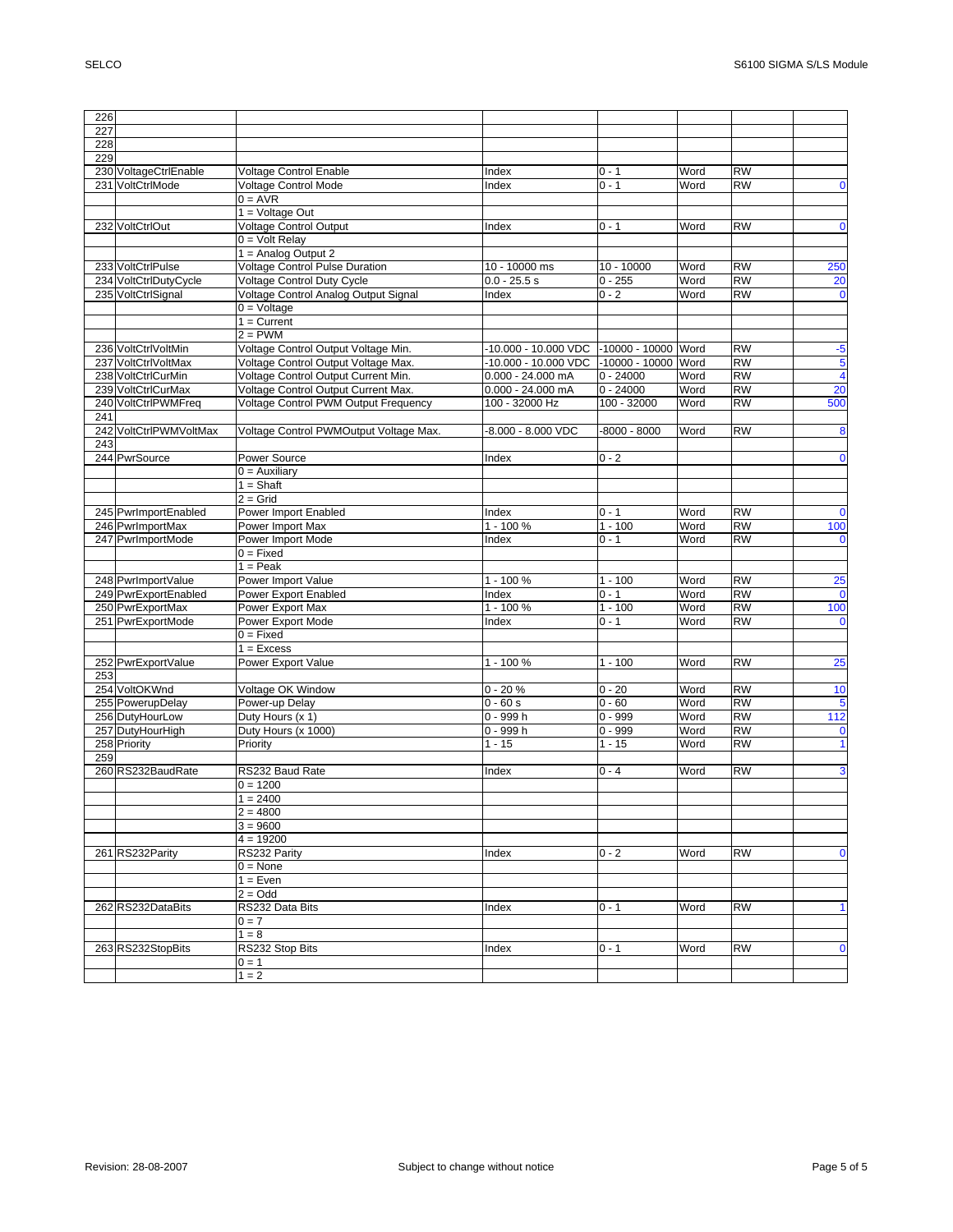| | | | | | | | |
|---|---|---|---|---|---|---|---|
| 226 | | | | | | | |
| 227 | | | | | | | |
| 228 | | | | | | | |
| 229 | | | | | | | |
| 230 | VoltageCtrlEnable | Voltage Control Enable | Index | 0 - 1 | Word | RW | |
| 231 | VoltCtrlMode | Voltage Control Mode | Index | 0 - 1 | Word | RW | 0 |
| | | 0 = AVR | | | | | |
| | | 1 = Voltage Out | | | | | |
| 232 | VoltCtrlOut | Voltage Control Output | Index | 0 - 1 | Word | RW | 0 |
| | | 0 = Volt Relay | | | | | |
| | | 1 = Analog Output 2 | | | | | |
| 233 | VoltCtrlPulse | Voltage Control Pulse Duration | 10 - 10000 ms | 10 - 10000 | Word | RW | 250 |
| 234 | VoltCtrlDutyCycle | Voltage Control Duty Cycle | 0.0 - 25.5 s | 0 - 255 | Word | RW | 20 |
| 235 | VoltCtrlSignal | Voltage Control Analog Output Signal | Index | 0 - 2 | Word | RW | 0 |
| | | 0 = Voltage | | | | | |
| | | 1 = Current | | | | | |
| | | 2 = PWM | | | | | |
| 236 | VoltCtrlVoltMin | Voltage Control Output Voltage Min. | -10.000 - 10.000 VDC | -10000 - 10000 | Word | RW | -5 |
| 237 | VoltCtrlVoltMax | Voltage Control Output Voltage Max. | -10.000 - 10.000 VDC | -10000 - 10000 | Word | RW | 5 |
| 238 | VoltCtrlCurMin | Voltage Control Output Current Min. | 0.000 - 24.000 mA | 0 - 24000 | Word | RW | 4 |
| 239 | VoltCtrlCurMax | Voltage Control Output Current Max. | 0.000 - 24.000 mA | 0 - 24000 | Word | RW | 20 |
| 240 | VoltCtrlPWMFreq | Voltage Control PWM Output Frequency | 100 - 32000 Hz | 100 - 32000 | Word | RW | 500 |
| 241 | | | | | | | |
| 242 | VoltCtrlPWMVoltMax | Voltage Control PWMOutput Voltage Max. | -8.000 - 8.000 VDC | -8000 - 8000 | Word | RW | 8 |
| 243 | | | | | | | |
| 244 | PwrSource | Power Source | Index | 0 - 2 | | | 0 |
| | | 0 = Auxiliary | | | | | |
| | | 1 = Shaft | | | | | |
| | | 2 = Grid | | | | | |
| 245 | PwrImportEnabled | Power Import Enabled | Index | 0 - 1 | Word | RW | 0 |
| 246 | PwrImportMax | Power Import Max | 1 - 100 % | 1 - 100 | Word | RW | 100 |
| 247 | PwrImportMode | Power Import Mode | Index | 0 - 1 | Word | RW | 0 |
| | | 0 = Fixed | | | | | |
| | | 1 = Peak | | | | | |
| 248 | PwrImportValue | Power Import Value | 1 - 100 % | 1 - 100 | Word | RW | 25 |
| 249 | PwrExportEnabled | Power Export Enabled | Index | 0 - 1 | Word | RW | 0 |
| 250 | PwrExportMax | Power Export Max | 1 - 100 % | 1 - 100 | Word | RW | 100 |
| 251 | PwrExportMode | Power Export Mode | Index | 0 - 1 | Word | RW | 0 |
| | | 0 = Fixed | | | | | |
| | | 1 = Excess | | | | | |
| 252 | PwrExportValue | Power Export Value | 1 - 100 % | 1 - 100 | Word | RW | 25 |
| 253 | | | | | | | |
| 254 | VoltOKWnd | Voltage OK Window | 0 - 20 % | 0 - 20 | Word | RW | 10 |
| 255 | PowerupDelay | Power-up Delay | 0 - 60 s | 0 - 60 | Word | RW | 5 |
| 256 | DutyHourLow | Duty Hours (x 1) | 0 - 999 h | 0 - 999 | Word | RW | 112 |
| 257 | DutyHourHigh | Duty Hours (x 1000) | 0 - 999 h | 0 - 999 | Word | RW | 0 |
| 258 | Priority | Priority | 1 - 15 | 1 - 15 | Word | RW | 1 |
| 259 | | | | | | | |
| 260 | RS232BaudRate | RS232 Baud Rate | Index | 0 - 4 | Word | RW | 3 |
| | | 0 = 1200 | | | | | |
| | | 1 = 2400 | | | | | |
| | | 2 = 4800 | | | | | |
| | | 3 = 9600 | | | | | |
| | | 4 = 19200 | | | | | |
| 261 | RS232Parity | RS232 Parity | Index | 0 - 2 | Word | RW | 0 |
| | | 0 = None | | | | | |
| | | 1 = Even | | | | | |
| | | 2 = Odd | | | | | |
| 262 | RS232DataBits | RS232 Data Bits | Index | 0 - 1 | Word | RW | 1 |
| | | 0 = 7 | | | | | |
| | | 1 = 8 | | | | | |
| 263 | RS232StopBits | RS232 Stop Bits | Index | 0 - 1 | Word | RW | 0 |
| | | 0 = 1 | | | | | |
| | | 1 = 2 | | | | | |